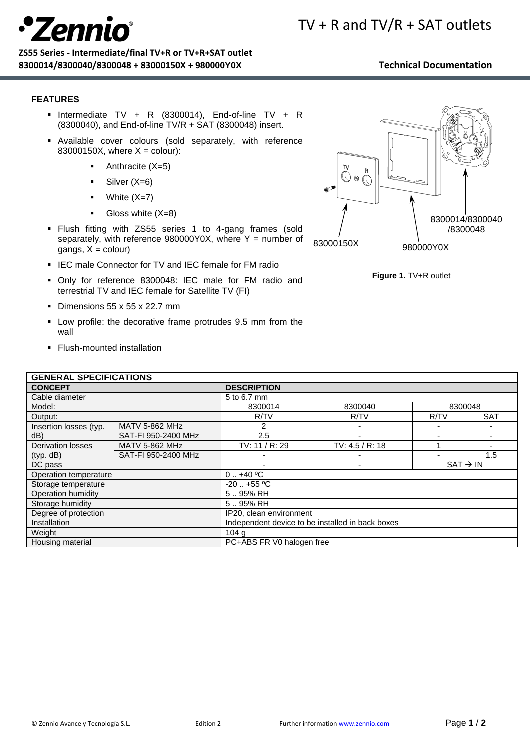# TV + R and TV/R + SAT outlets

**ZS55 Series - Intermediate/final TV+R or TV+R+SAT outlet**
**8300014/8300040/8300048 + 83000150X + 980000Y0X**

**Technical Documentation**

## FEATURES

- Intermediate TV + R (8300014), End-of-line TV + R (8300040), and End-of-line TV/R + SAT (8300048) insert.
- Available cover colours (sold separately, with reference 83000150X, where X = colour):
  - Anthracite (X=5)
  - Silver (X=6)
  - White (X=7)
  - Gloss white (X=8)
- Flush fitting with ZS55 series 1 to 4-gang frames (sold separately, with reference 980000Y0X, where Y = number of gangs, X = colour)
- IEC male Connector for TV and IEC female for FM radio
- Only for reference 8300048: IEC male for FM radio and terrestrial TV and IEC female for Satellite TV (FI)
- Dimensions 55 x 55 x 22.7 mm
- Low profile: the decorative frame protrudes 9.5 mm from the wall
- Flush-mounted installation

83000150X — 980000Y0X — 8300014/8300040/8300048

**Figure 1.** TV+R outlet

| GENERAL SPECIFICATIONS | | | | | |
|---|---|---|---|---|---|
| **CONCEPT** | | **DESCRIPTION** | | | |
| Cable diameter | | 5 to 6.7 mm | | | |
| Model: | | 8300014 | 8300040 | 8300048 | |
| Output: | | R/TV | R/TV | R/TV | SAT |
| Insertion losses (typ. dB) | MATV 5-862 MHz | 2 | - | - | - |
| | SAT-FI 950-2400 MHz | 2.5 | - | - | - |
| Derivation losses (typ. dB) | MATV 5-862 MHz | TV: 11 / R: 29 | TV: 4.5 / R: 18 | 1 | - |
| | SAT-FI 950-2400 MHz | - | - | - | 1.5 |
| DC pass | | - | - | SAT → IN | |
| Operation temperature | | 0 .. +40 ºC | | | |
| Storage temperature | | -20 .. +55 ºC | | | |
| Operation humidity | | 5 .. 95% RH | | | |
| Storage humidity | | 5 .. 95% RH | | | |
| Degree of protection | | IP20, clean environment | | | |
| Installation | | Independent device to be installed in back boxes | | | |
| Weight | | 104 g | | | |
| Housing material | | PC+ABS FR V0 halogen free | | | |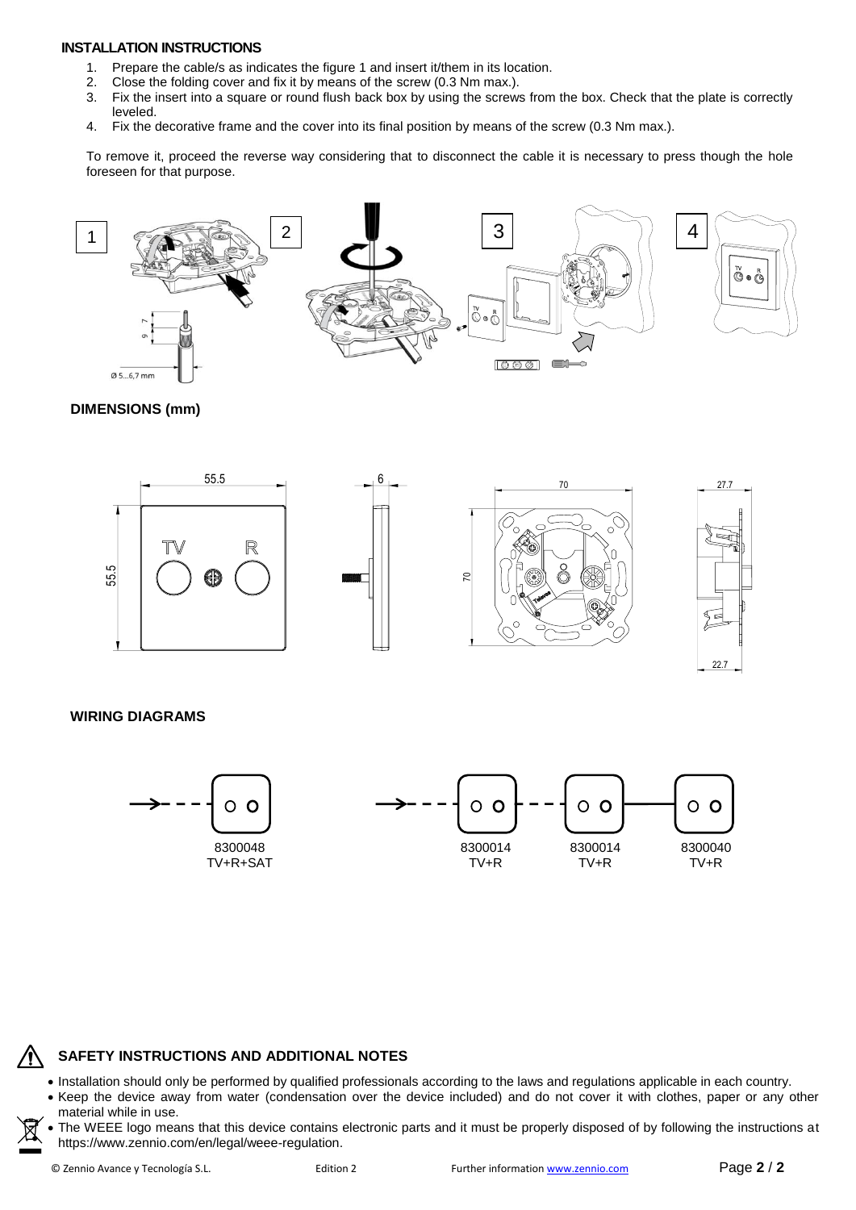## INSTALLATION INSTRUCTIONS

1. Prepare the cable/s as indicates the figure 1 and insert it/them in its location.
2. Close the folding cover and fix it by means of the screw (0.3 Nm max.).
3. Fix the insert into a square or round flush back box by using the screws from the box. Check that the plate is correctly leveled.
4. Fix the decorative frame and the cover into its final position by means of the screw (0.3 Nm max.).

To remove it, proceed the reverse way considering that to disconnect the cable it is necessary to press though the hole foreseen for that purpose.

1

7

9

Ø 5...6,7 mm

2

3

TV R

4

TV R

## DIMENSIONS (mm)

55.5

55.5

TV R

6

70

70

27.7

22.7

## WIRING DIAGRAMS

8300048
TV+R+SAT

8300014
TV+R

8300014
TV+R

8300040
TV+R

## SAFETY INSTRUCTIONS AND ADDITIONAL NOTES

- Installation should only be performed by qualified professionals according to the laws and regulations applicable in each country.
- Keep the device away from water (condensation over the device included) and do not cover it with clothes, paper or any other material while in use.
- The WEEE logo means that this device contains electronic parts and it must be properly disposed of by following the instructions at https://www.zennio.com/en/legal/weee-regulation.

© Zennio Avance y Tecnología S.L. Edition 2 Further information www.zennio.com